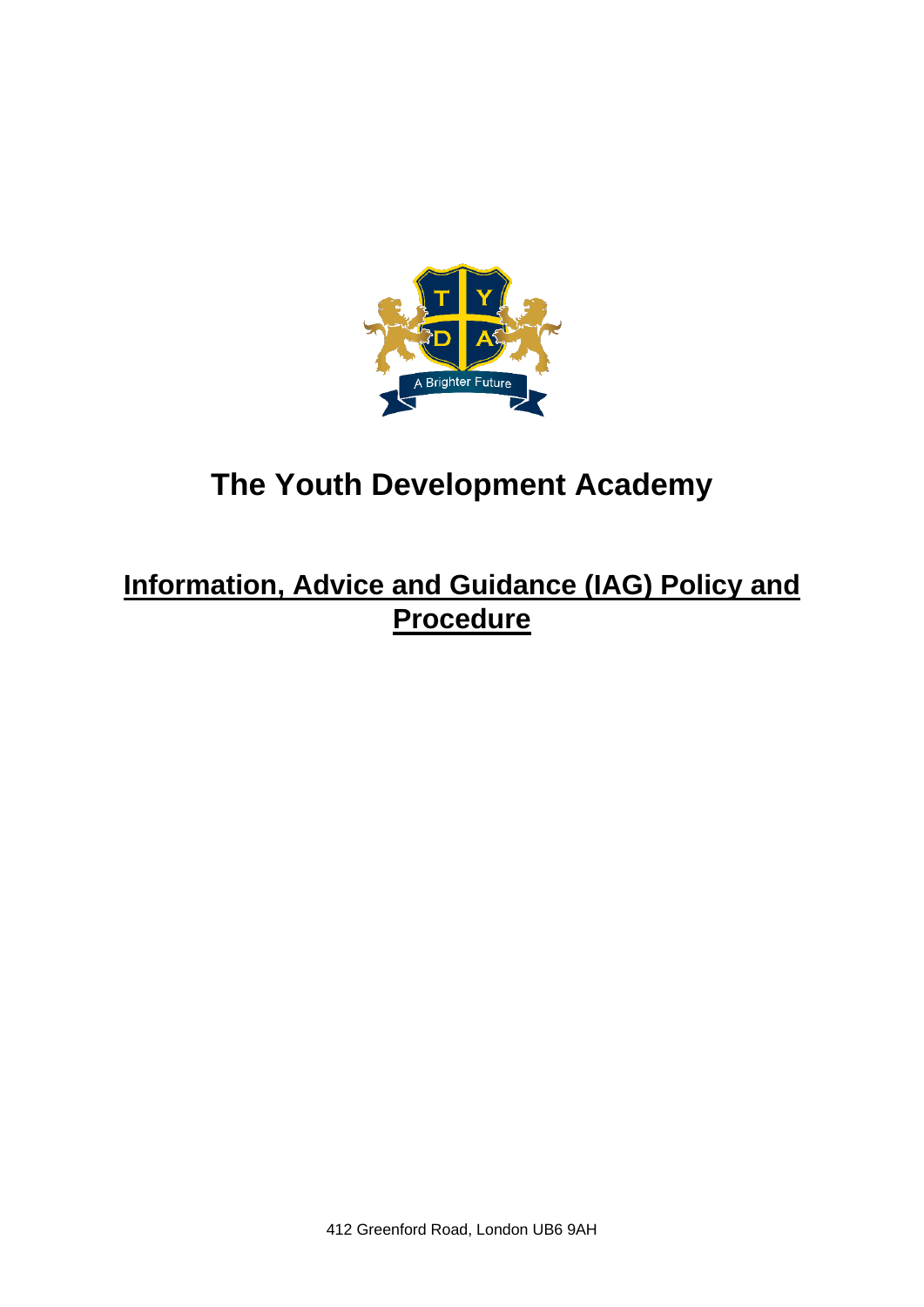# The Youth Development Academy

## Information, Advice and Guidance (IAG) Policy and Procedure

412 Greenford Road, London UB6 9AH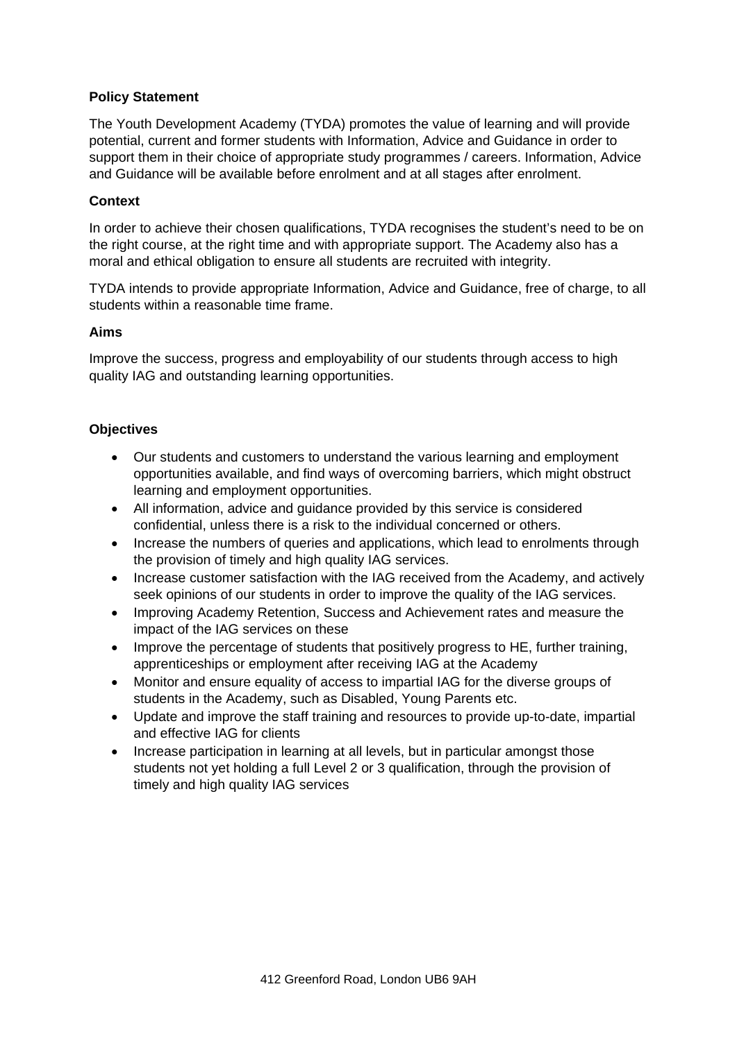**Policy Statement**

The Youth Development Academy (TYDA) promotes the value of learning and will provide potential, current and former students with Information, Advice and Guidance in order to support them in their choice of appropriate study programmes / careers. Information, Advice and Guidance will be available before enrolment and at all stages after enrolment.

**Context**

In order to achieve their chosen qualifications, TYDA recognises the student's need to be on the right course, at the right time and with appropriate support. The Academy also has a moral and ethical obligation to ensure all students are recruited with integrity.

TYDA intends to provide appropriate Information, Advice and Guidance, free of charge, to all students within a reasonable time frame.

**Aims**

Improve the success, progress and employability of our students through access to high quality IAG and outstanding learning opportunities.

**Objectives**

- Our students and customers to understand the various learning and employment opportunities available, and find ways of overcoming barriers, which might obstruct learning and employment opportunities.
- All information, advice and guidance provided by this service is considered confidential, unless there is a risk to the individual concerned or others.
- Increase the numbers of queries and applications, which lead to enrolments through the provision of timely and high quality IAG services.
- Increase customer satisfaction with the IAG received from the Academy, and actively seek opinions of our students in order to improve the quality of the IAG services.
- Improving Academy Retention, Success and Achievement rates and measure the impact of the IAG services on these
- Improve the percentage of students that positively progress to HE, further training, apprenticeships or employment after receiving IAG at the Academy
- Monitor and ensure equality of access to impartial IAG for the diverse groups of students in the Academy, such as Disabled, Young Parents etc.
- Update and improve the staff training and resources to provide up-to-date, impartial and effective IAG for clients
- Increase participation in learning at all levels, but in particular amongst those students not yet holding a full Level 2 or 3 qualification, through the provision of timely and high quality IAG services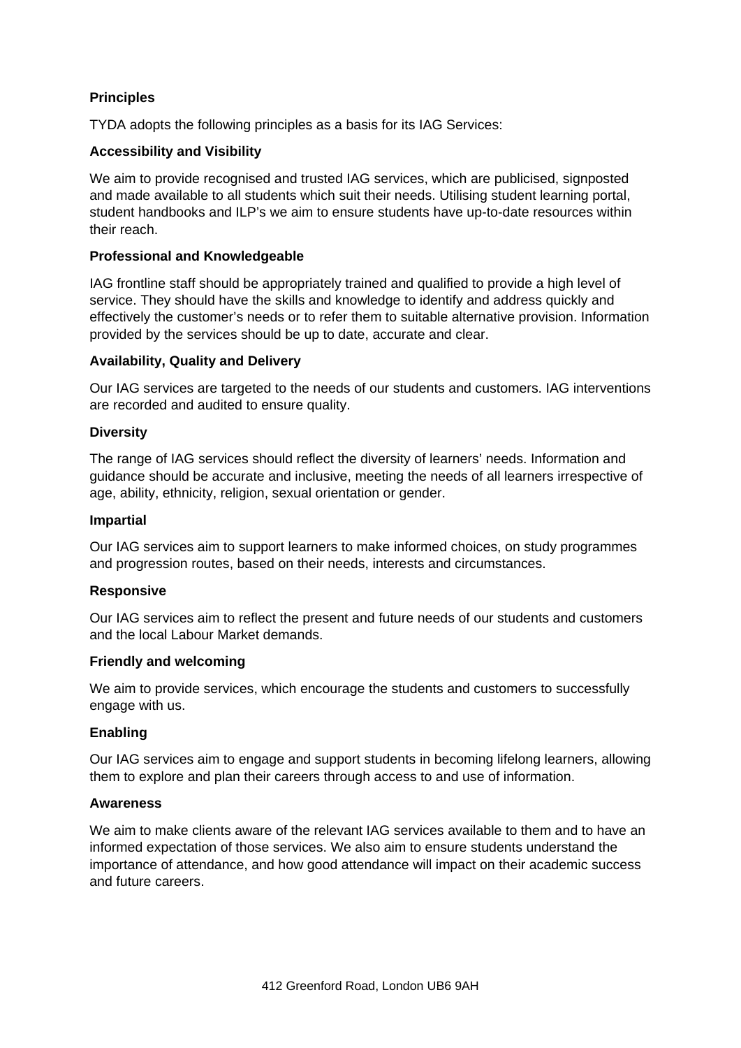## Principles

TYDA adopts the following principles as a basis for its IAG Services:

### Accessibility and Visibility

We aim to provide recognised and trusted IAG services, which are publicised, signposted and made available to all students which suit their needs. Utilising student learning portal, student handbooks and ILP's we aim to ensure students have up-to-date resources within their reach.

### Professional and Knowledgeable

IAG frontline staff should be appropriately trained and qualified to provide a high level of service. They should have the skills and knowledge to identify and address quickly and effectively the customer's needs or to refer them to suitable alternative provision. Information provided by the services should be up to date, accurate and clear.

### Availability, Quality and Delivery

Our IAG services are targeted to the needs of our students and customers. IAG interventions are recorded and audited to ensure quality.

### Diversity

The range of IAG services should reflect the diversity of learners' needs. Information and guidance should be accurate and inclusive, meeting the needs of all learners irrespective of age, ability, ethnicity, religion, sexual orientation or gender.

### Impartial

Our IAG services aim to support learners to make informed choices, on study programmes and progression routes, based on their needs, interests and circumstances.

### Responsive

Our IAG services aim to reflect the present and future needs of our students and customers and the local Labour Market demands.

### Friendly and welcoming

We aim to provide services, which encourage the students and customers to successfully engage with us.

### Enabling

Our IAG services aim to engage and support students in becoming lifelong learners, allowing them to explore and plan their careers through access to and use of information.

### Awareness

We aim to make clients aware of the relevant IAG services available to them and to have an informed expectation of those services. We also aim to ensure students understand the importance of attendance, and how good attendance will impact on their academic success and future careers.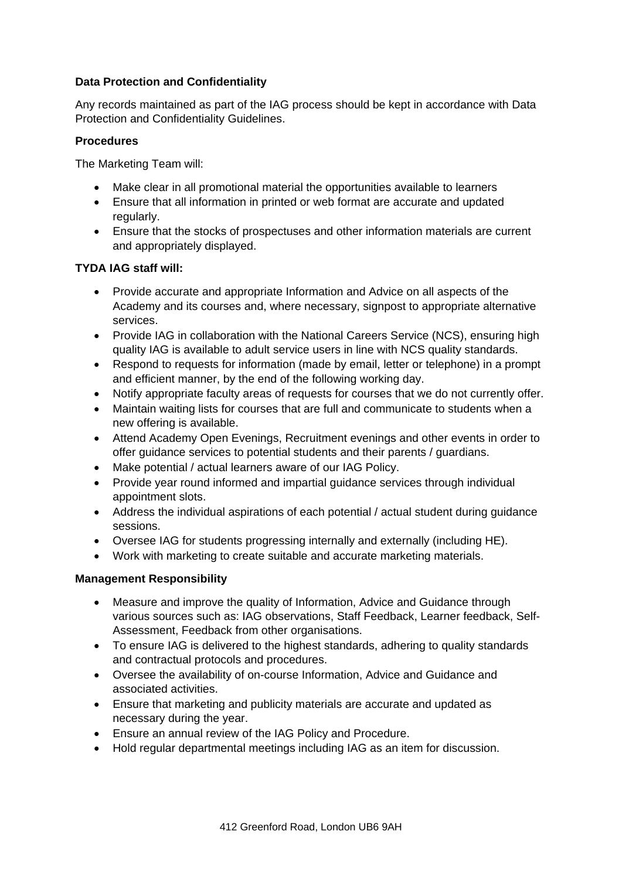**Data Protection and Confidentiality**

Any records maintained as part of the IAG process should be kept in accordance with Data Protection and Confidentiality Guidelines.

**Procedures**

The Marketing Team will:

- Make clear in all promotional material the opportunities available to learners
- Ensure that all information in printed or web format are accurate and updated regularly.
- Ensure that the stocks of prospectuses and other information materials are current and appropriately displayed.

**TYDA IAG staff will:**

- Provide accurate and appropriate Information and Advice on all aspects of the Academy and its courses and, where necessary, signpost to appropriate alternative services.
- Provide IAG in collaboration with the National Careers Service (NCS), ensuring high quality IAG is available to adult service users in line with NCS quality standards.
- Respond to requests for information (made by email, letter or telephone) in a prompt and efficient manner, by the end of the following working day.
- Notify appropriate faculty areas of requests for courses that we do not currently offer.
- Maintain waiting lists for courses that are full and communicate to students when a new offering is available.
- Attend Academy Open Evenings, Recruitment evenings and other events in order to offer guidance services to potential students and their parents / guardians.
- Make potential / actual learners aware of our IAG Policy.
- Provide year round informed and impartial guidance services through individual appointment slots.
- Address the individual aspirations of each potential / actual student during guidance sessions.
- Oversee IAG for students progressing internally and externally (including HE).
- Work with marketing to create suitable and accurate marketing materials.

**Management Responsibility**

- Measure and improve the quality of Information, Advice and Guidance through various sources such as: IAG observations, Staff Feedback, Learner feedback, Self-Assessment, Feedback from other organisations.
- To ensure IAG is delivered to the highest standards, adhering to quality standards and contractual protocols and procedures.
- Oversee the availability of on-course Information, Advice and Guidance and associated activities.
- Ensure that marketing and publicity materials are accurate and updated as necessary during the year.
- Ensure an annual review of the IAG Policy and Procedure.
- Hold regular departmental meetings including IAG as an item for discussion.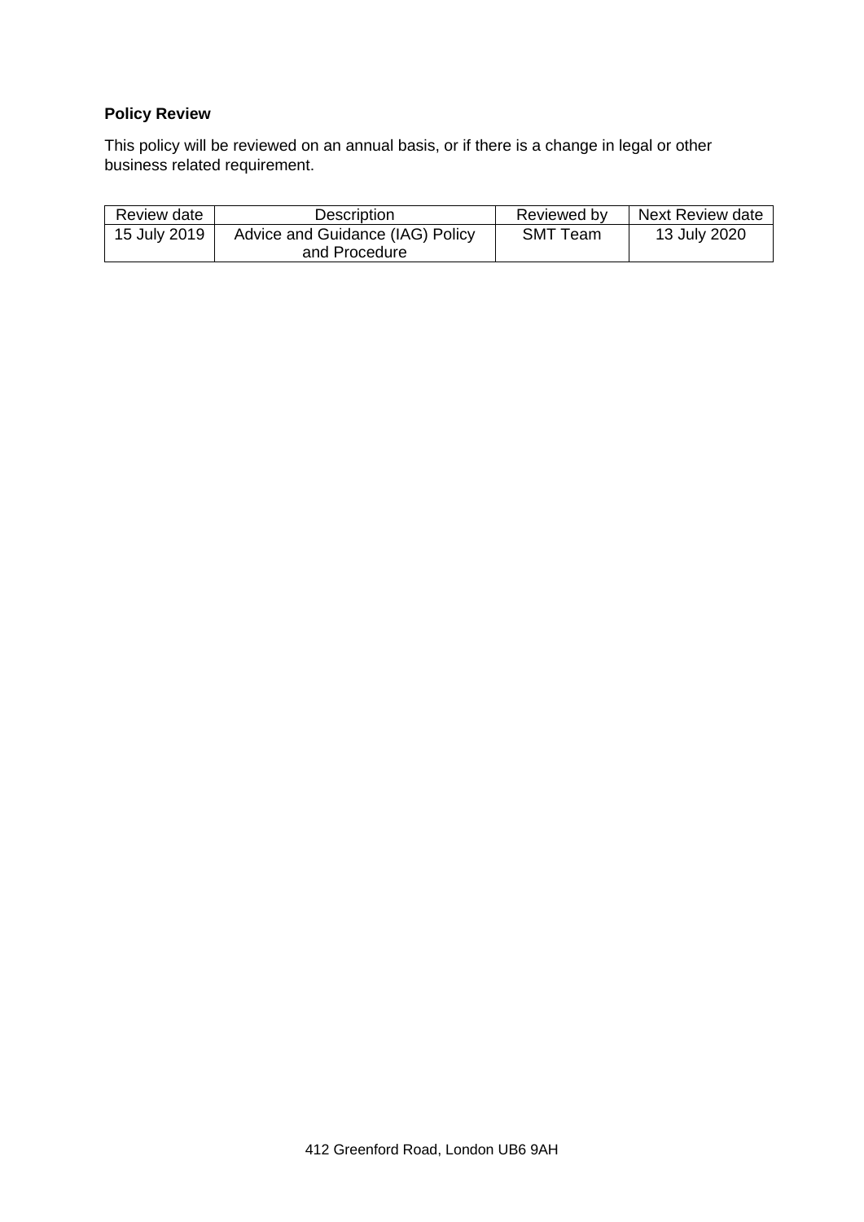**Policy Review**

This policy will be reviewed on an annual basis, or if there is a change in legal or other business related requirement.

| Review date | Description | Reviewed by | Next Review date |
|---|---|---|---|
| 15 July 2019 | Advice and Guidance (IAG) Policy and Procedure | SMT Team | 13 July 2020 |

412 Greenford Road, London UB6 9AH